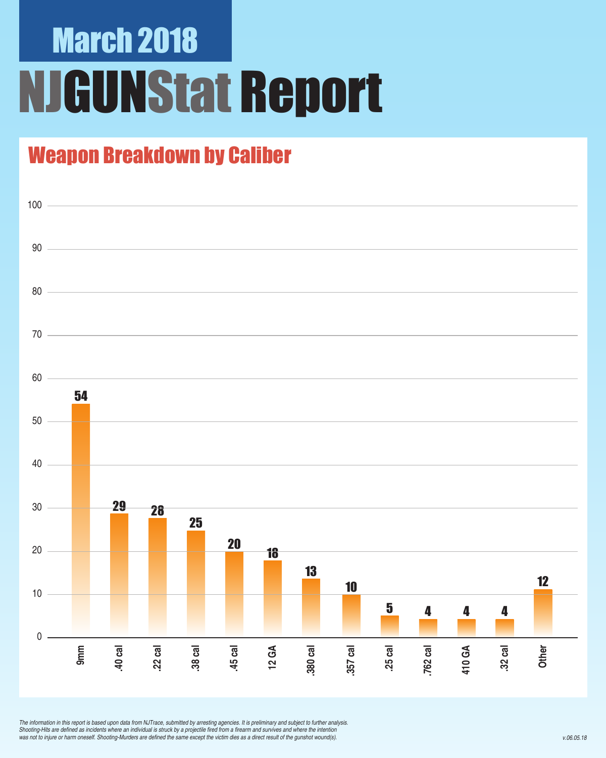March 2018

# NJGUNStat Report

## Weapon Breakdown by Caliber

| Caliber | Count |
|---|---|
| 9mm | 54 |
| .40 cal | 29 |
| .22 cal | 28 |
| .38 cal | 25 |
| .45 cal | 20 |
| 12 GA | 18 |
| .380 cal | 13 |
| .357 cal | 10 |
| .25 cal | 5 |
| .762 cal | 4 |
| 410 GA | 4 |
| .32 cal | 4 |
| Other | 12 |

*The information in this report is based upon data from NJTrace, submitted by arresting agencies. It is preliminary and subject to further analysis. Shooting-Hits are defined as incidents where an individual is struck by a projectile fired from a firearm and survives and where the intention was not to injure or harm oneself. Shooting-Murders are defined the same except the victim dies as a direct result of the gunshot wound(s).*

*v.06.05.18*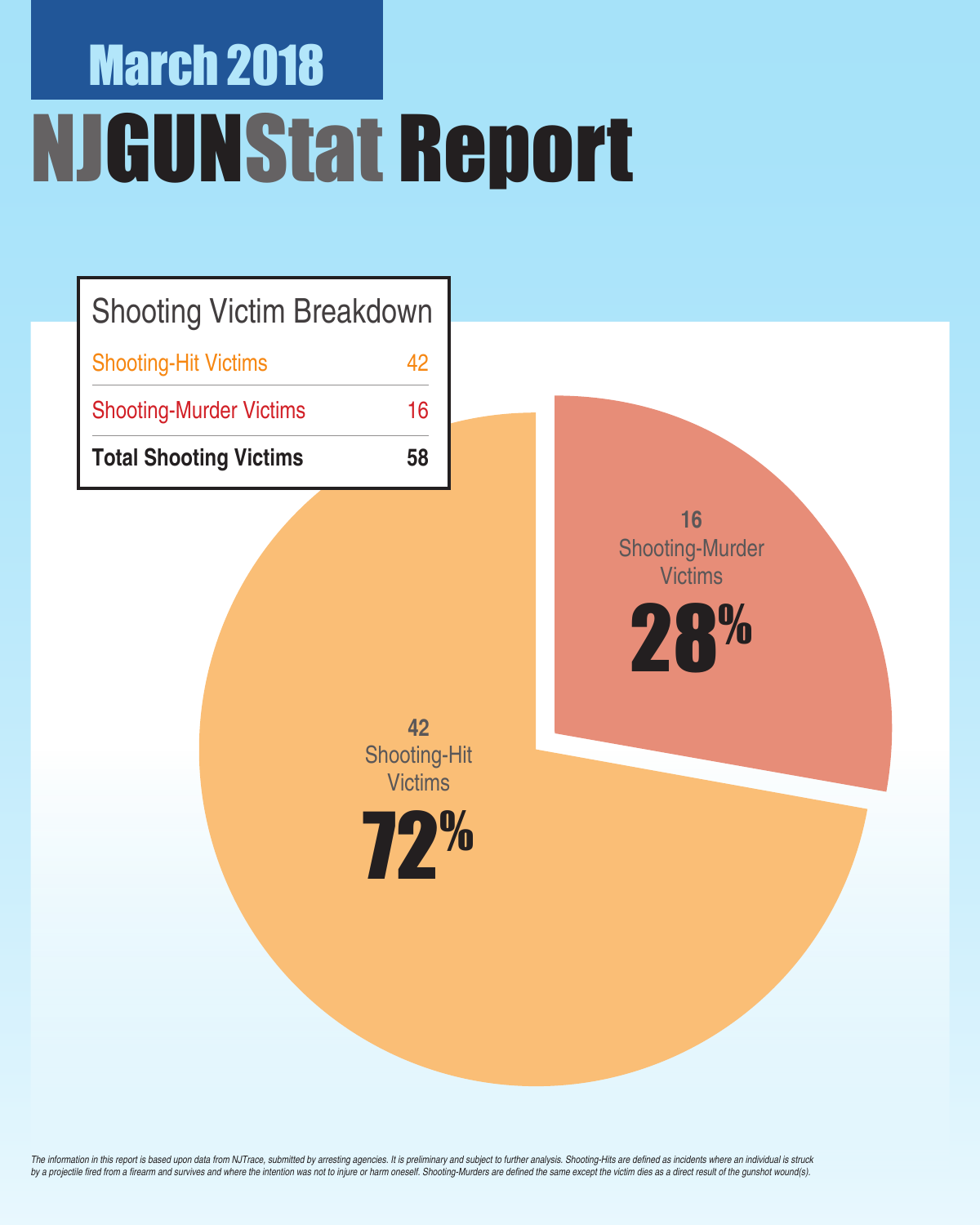# March 2018

# NJGUNStat Report

## Shooting Victim Breakdown

| Shooting Victim Breakdown | |
|---|---|
| Shooting-Hit Victims | 42 |
| Shooting-Murder Victims | 16 |
| **Total Shooting Victims** | **58** |

16
Shooting-Murder Victims
**28%**

42
Shooting-Hit Victims
**72%**

*The information in this report is based upon data from NJTrace, submitted by arresting agencies. It is preliminary and subject to further analysis. Shooting-Hits are defined as incidents where an individual is struck by a projectile fired from a firearm and survives and where the intention was not to injure or harm oneself. Shooting-Murders are defined the same except the victim dies as a direct result of the gunshot wound(s).*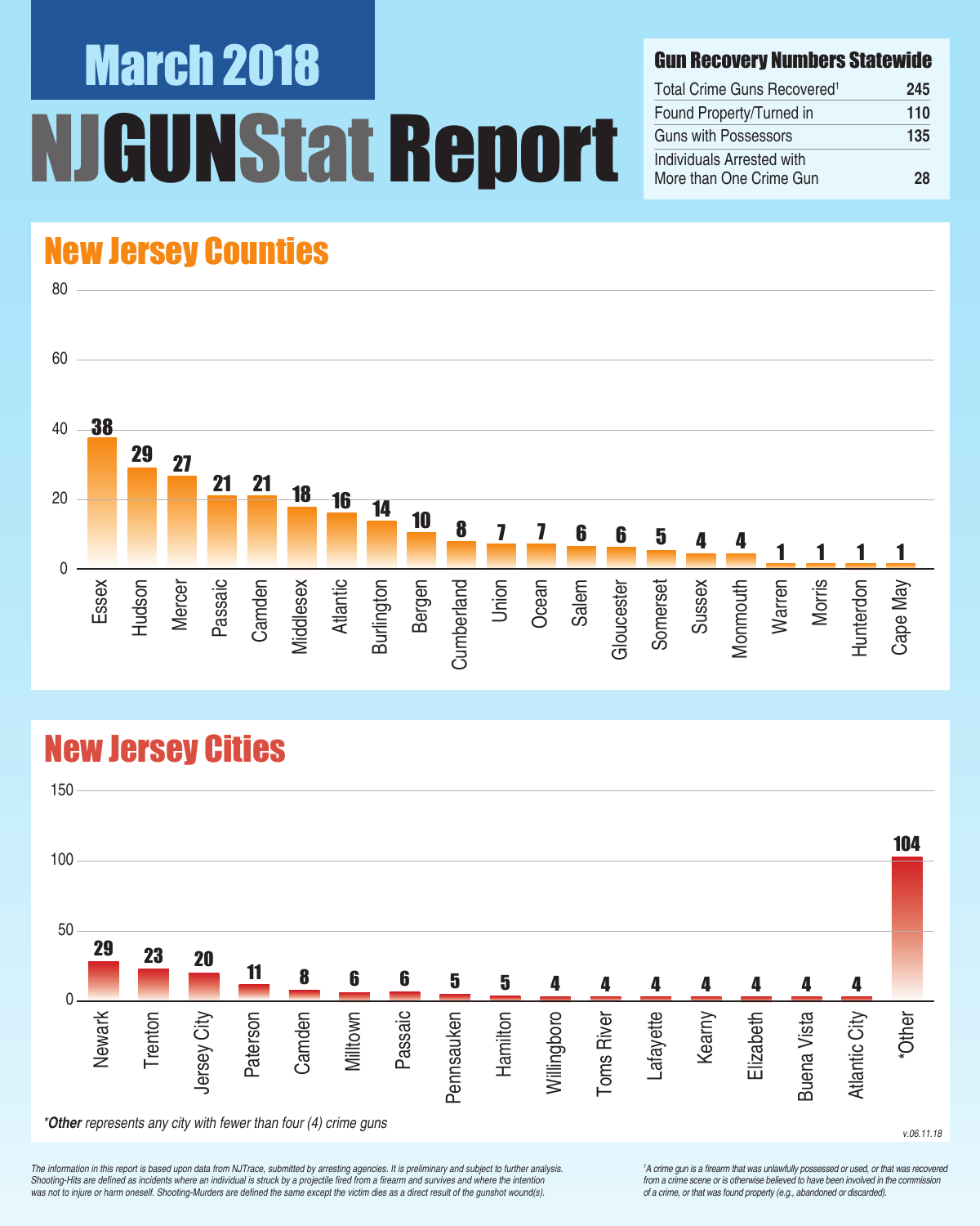# March 2018

# NJGUNStat Report

## Gun Recovery Numbers Statewide

| | |
|---|---|
| Total Crime Guns Recovered[1] | 245 |
| Found Property/Turned in | 110 |
| Guns with Possessors | 135 |
| Individuals Arrested with More than One Crime Gun | 28 |

## New Jersey Counties

80
60
40
20
0

Essex 38
Hudson 29
Mercer 27
Passaic 21
Camden 21
Middlesex 18
Atlantic 16
Burlington 14
Bergen 10
Cumberland 8
Union 7
Ocean 7
Salem 6
Gloucester 6
Somerset 5
Sussex 4
Monmouth 4
Warren 1
Morris 1
Hunterdon 1
Cape May 1

## New Jersey Cities

150
100
50
0

Newark 29
Trenton 23
Jersey City 20
Paterson 11
Camden 8
Milltown 6
Passaic 6
Pennsauken 5
Hamilton 5
Willingboro 4
Toms River 4
Lafayette 4
Kearny 4
Elizabeth 4
Buena Vista 4
Atlantic City 4
*Other 104

*Other represents any city with fewer than four (4) crime guns*

v.06.11.18

*The information in this report is based upon data from NJTrace, submitted by arresting agencies. It is preliminary and subject to further analysis. Shooting-Hits are defined as incidents where an individual is struck by a projectile fired from a firearm and survives and where the intention was not to injure or harm oneself. Shooting-Murders are defined the same except the victim dies as a direct result of the gunshot wound(s).*

*[1] A crime gun is a firearm that was unlawfully possessed or used, or that was recovered from a crime scene or is otherwise believed to have been involved in the commission of a crime, or that was found property (e.g., abandoned or discarded).*